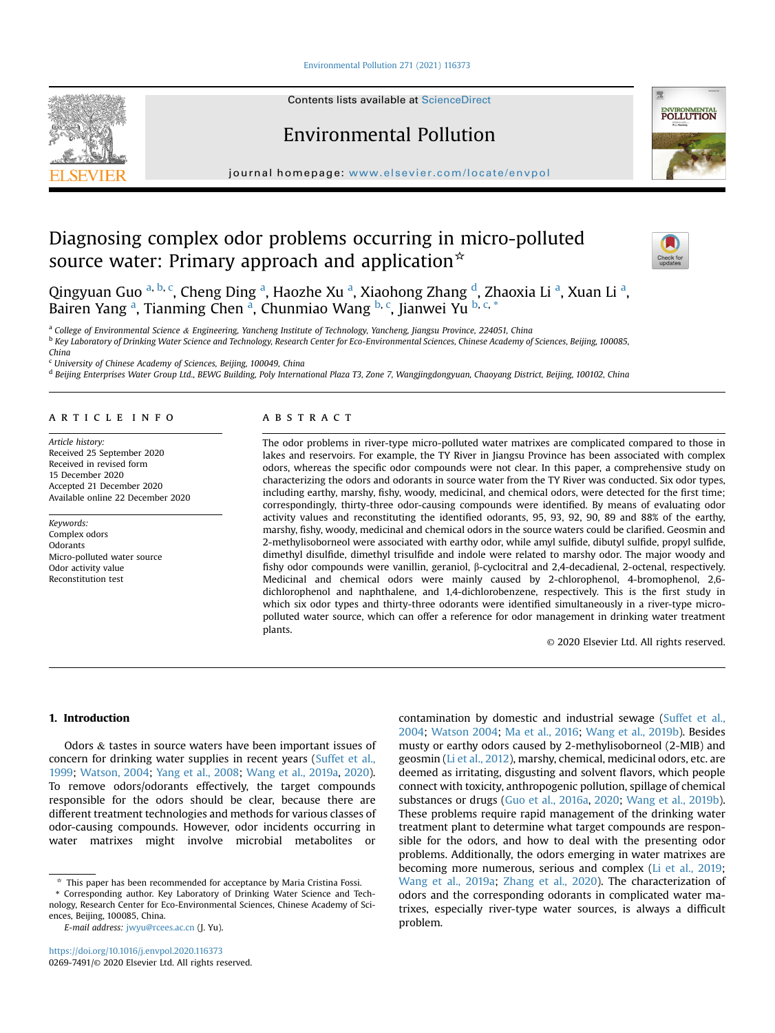# Diagnosing complex odor problems occurring in micro-polluted source water: Primary approach and application☆

Qingyuan Guo [a, b, c], Cheng Ding [a], Haozhe Xu [a], Xiaohong Zhang [d], Zhaoxia Li [a], Xuan Li [a], Bairen Yang [a], Tianming Chen [a], Chunmiao Wang [b, c], Jianwei Yu [b, c, *]

[a] College of Environmental Science & Engineering, Yancheng Institute of Technology, Yancheng, Jiangsu Province, 224051, China
[b] Key Laboratory of Drinking Water Science and Technology, Research Center for Eco-Environmental Sciences, Chinese Academy of Sciences, Beijing, 100085, China
[c] University of Chinese Academy of Sciences, Beijing, 100049, China
[d] Beijing Enterprises Water Group Ltd., BEWG Building, Poly International Plaza T3, Zone 7, Wangjingdongyuan, Chaoyang District, Beijing, 100102, China

## ARTICLE INFO

*Article history:*
Received 25 September 2020
Received in revised form
15 December 2020
Accepted 21 December 2020
Available online 22 December 2020

*Keywords:*
Complex odors
Odorants
Micro-polluted water source
Odor activity value
Reconstitution test

## ABSTRACT

The odor problems in river-type micro-polluted water matrixes are complicated compared to those in lakes and reservoirs. For example, the TY River in Jiangsu Province has been associated with complex odors, whereas the specific odor compounds were not clear. In this paper, a comprehensive study on characterizing the odors and odorants in source water from the TY River was conducted. Six odor types, including earthy, marshy, fishy, woody, medicinal, and chemical odors, were detected for the first time; correspondingly, thirty-three odor-causing compounds were identified. By means of evaluating odor activity values and reconstituting the identified odorants, 95, 93, 92, 90, 89 and 88% of the earthy, marshy, fishy, woody, medicinal and chemical odors in the source waters could be clarified. Geosmin and 2-methylisoborneol were associated with earthy odor, while amyl sulfide, dibutyl sulfide, propyl sulfide, dimethyl disulfide, dimethyl trisulfide and indole were related to marshy odor. The major woody and fishy odor compounds were vanillin, geraniol, β-cyclocitral and 2,4-decadienal, 2-octenal, respectively. Medicinal and chemical odors were mainly caused by 2-chlorophenol, 4-bromophenol, 2,6-dichlorophenol and naphthalene, and 1,4-dichlorobenzene, respectively. This is the first study in which six odor types and thirty-three odorants were identified simultaneously in a river-type micro-polluted water source, which can offer a reference for odor management in drinking water treatment plants.

© 2020 Elsevier Ltd. All rights reserved.

## 1. Introduction

Odors & tastes in source waters have been important issues of concern for drinking water supplies in recent years (Suffet et al., 1999; Watson, 2004; Yang et al., 2008; Wang et al., 2019a, 2020). To remove odors/odorants effectively, the target compounds responsible for the odors should be clear, because there are different treatment technologies and methods for various classes of odor-causing compounds. However, odor incidents occurring in water matrixes might involve microbial metabolites or contamination by domestic and industrial sewage (Suffet et al., 2004; Watson 2004; Ma et al., 2016; Wang et al., 2019b). Besides musty or earthy odors caused by 2-methylisoborneol (2-MIB) and geosmin (Li et al., 2012), marshy, chemical, medicinal odors, etc. are deemed as irritating, disgusting and solvent flavors, which people connect with toxicity, anthropogenic pollution, spillage of chemical substances or drugs (Guo et al., 2016a, 2020; Wang et al., 2019b). These problems require rapid management of the drinking water treatment plant to determine what target compounds are responsible for the odors, and how to deal with the presenting odor problems. Additionally, the odors emerging in water matrixes are becoming more numerous, serious and complex (Li et al., 2019; Wang et al., 2019a; Zhang et al., 2020). The characterization of odors and the corresponding odorants in complicated water matrixes, especially river-type water sources, is always a difficult problem.

☆ This paper has been recommended for acceptance by Maria Cristina Fossi.
\* Corresponding author. Key Laboratory of Drinking Water Science and Technology, Research Center for Eco-Environmental Sciences, Chinese Academy of Sciences, Beijing, 100085, China.
E-mail address: jwyu@rcees.ac.cn (J. Yu).

https://doi.org/10.1016/j.envpol.2020.116373
0269-7491/© 2020 Elsevier Ltd. All rights reserved.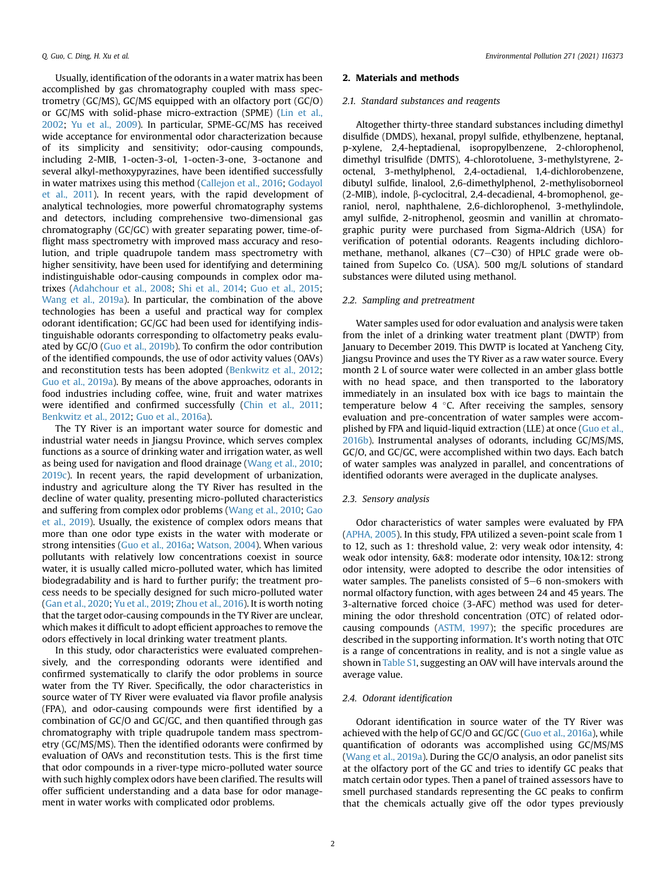Usually, identification of the odorants in a water matrix has been accomplished by gas chromatography coupled with mass spectrometry (GC/MS), GC/MS equipped with an olfactory port (GC/O) or GC/MS with solid-phase micro-extraction (SPME) (Lin et al., 2002; Yu et al., 2009). In particular, SPME-GC/MS has received wide acceptance for environmental odor characterization because of its simplicity and sensitivity; odor-causing compounds, including 2-MIB, 1-octen-3-ol, 1-octen-3-one, 3-octanone and several alkyl-methoxypyrazines, have been identified successfully in water matrixes using this method (Callejon et al., 2016; Godayol et al., 2011). In recent years, with the rapid development of analytical technologies, more powerful chromatography systems and detectors, including comprehensive two-dimensional gas chromatography (GC/GC) with greater separating power, time-of-flight mass spectrometry with improved mass accuracy and resolution, and triple quadrupole tandem mass spectrometry with higher sensitivity, have been used for identifying and determining indistinguishable odor-causing compounds in complex odor matrixes (Adahchour et al., 2008; Shi et al., 2014; Guo et al., 2015; Wang et al., 2019a). In particular, the combination of the above technologies has been a useful and practical way for complex odorant identification; GC/GC had been used for identifying indistinguishable odorants corresponding to olfactometry peaks evaluated by GC/O (Guo et al., 2019b). To confirm the odor contribution of the identified compounds, the use of odor activity values (OAVs) and reconstitution tests has been adopted (Benkwitz et al., 2012; Guo et al., 2019a). By means of the above approaches, odorants in food industries including coffee, wine, fruit and water matrixes were identified and confirmed successfully (Chin et al., 2011; Benkwitz et al., 2012; Guo et al., 2016a).

The TY River is an important water source for domestic and industrial water needs in Jiangsu Province, which serves complex functions as a source of drinking water and irrigation water, as well as being used for navigation and flood drainage (Wang et al., 2010; 2019c). In recent years, the rapid development of urbanization, industry and agriculture along the TY River has resulted in the decline of water quality, presenting micro-polluted characteristics and suffering from complex odor problems (Wang et al., 2010; Gao et al., 2019). Usually, the existence of complex odors means that more than one odor type exists in the water with moderate or strong intensities (Guo et al., 2016a; Watson, 2004). When various pollutants with relatively low concentrations coexist in source water, it is usually called micro-polluted water, which has limited biodegradability and is hard to further purify; the treatment process needs to be specially designed for such micro-polluted water (Gan et al., 2020; Yu et al., 2019; Zhou et al., 2016). It is worth noting that the target odor-causing compounds in the TY River are unclear, which makes it difficult to adopt efficient approaches to remove the odors effectively in local drinking water treatment plants.

In this study, odor characteristics were evaluated comprehensively, and the corresponding odorants were identified and confirmed systematically to clarify the odor problems in source water from the TY River. Specifically, the odor characteristics in source water of TY River were evaluated via flavor profile analysis (FPA), and odor-causing compounds were first identified by a combination of GC/O and GC/GC, and then quantified through gas chromatography with triple quadrupole tandem mass spectrometry (GC/MS/MS). Then the identified odorants were confirmed by evaluation of OAVs and reconstitution tests. This is the first time that odor compounds in a river-type micro-polluted water source with such highly complex odors have been clarified. The results will offer sufficient understanding and a data base for odor management in water works with complicated odor problems.

## 2. Materials and methods

### 2.1. Standard substances and reagents

Altogether thirty-three standard substances including dimethyl disulfide (DMDS), hexanal, propyl sulfide, ethylbenzene, heptanal, p-xylene, 2,4-heptadienal, isopropylbenzene, 2-chlorophenol, dimethyl trisulfide (DMTS), 4-chlorotoluene, 3-methylstyrene, 2-octenal, 3-methylphenol, 2,4-octadienal, 1,4-dichlorobenzene, dibutyl sulfide, linalool, 2,6-dimethylphenol, 2-methylisoborneol (2-MIB), indole, β-cyclocitral, 2,4-decadienal, 4-bromophenol, geraniol, nerol, naphthalene, 2,6-dichlorophenol, 3-methylindole, amyl sulfide, 2-nitrophenol, geosmin and vanillin at chromatographic purity were purchased from Sigma-Aldrich (USA) for verification of potential odorants. Reagents including dichloromethane, methanol, alkanes (C7–C30) of HPLC grade were obtained from Supelco Co. (USA). 500 mg/L solutions of standard substances were diluted using methanol.

### 2.2. Sampling and pretreatment

Water samples used for odor evaluation and analysis were taken from the inlet of a drinking water treatment plant (DWTP) from January to December 2019. This DWTP is located at Yancheng City, Jiangsu Province and uses the TY River as a raw water source. Every month 2 L of source water were collected in an amber glass bottle with no head space, and then transported to the laboratory immediately in an insulated box with ice bags to maintain the temperature below 4 °C. After receiving the samples, sensory evaluation and pre-concentration of water samples were accomplished by FPA and liquid-liquid extraction (LLE) at once (Guo et al., 2016b). Instrumental analyses of odorants, including GC/MS/MS, GC/O, and GC/GC, were accomplished within two days. Each batch of water samples was analyzed in parallel, and concentrations of identified odorants were averaged in the duplicate analyses.

### 2.3. Sensory analysis

Odor characteristics of water samples were evaluated by FPA (APHA, 2005). In this study, FPA utilized a seven-point scale from 1 to 12, such as 1: threshold value, 2: very weak odor intensity, 4: weak odor intensity, 6&8: moderate odor intensity, 10&12: strong odor intensity, were adopted to describe the odor intensities of water samples. The panelists consisted of 5–6 non-smokers with normal olfactory function, with ages between 24 and 45 years. The 3-alternative forced choice (3-AFC) method was used for determining the odor threshold concentration (OTC) of related odor-causing compounds (ASTM, 1997); the specific procedures are described in the supporting information. It's worth noting that OTC is a range of concentrations in reality, and is not a single value as shown in Table S1, suggesting an OAV will have intervals around the average value.

### 2.4. Odorant identification

Odorant identification in source water of the TY River was achieved with the help of GC/O and GC/GC (Guo et al., 2016a), while quantification of odorants was accomplished using GC/MS/MS (Wang et al., 2019a). During the GC/O analysis, an odor panelist sits at the olfactory port of the GC and tries to identify GC peaks that match certain odor types. Then a panel of trained assessors have to smell purchased standards representing the GC peaks to confirm that the chemicals actually give off the odor types previously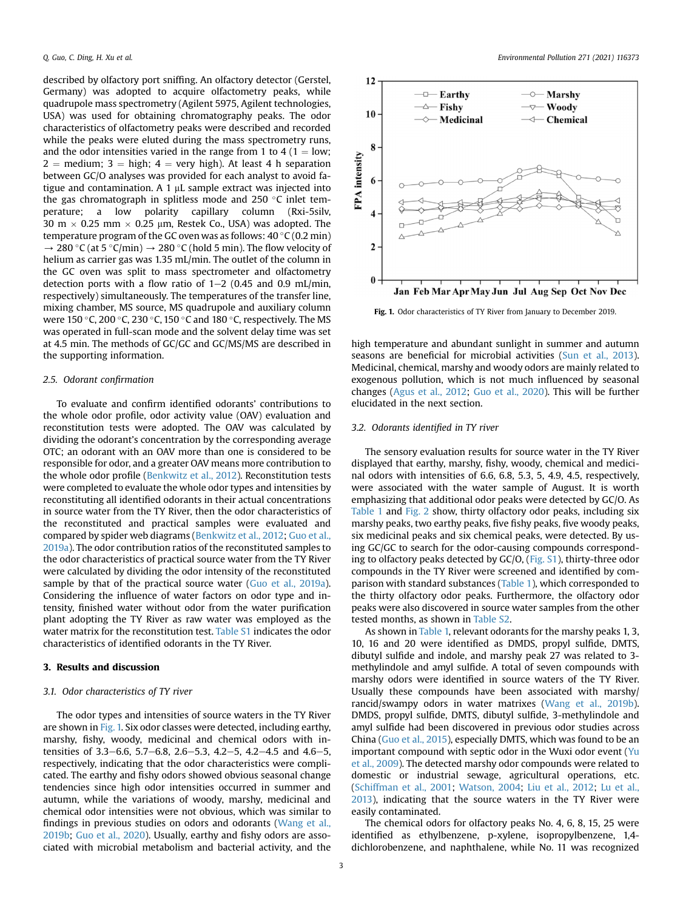described by olfactory port sniffing. An olfactory detector (Gerstel, Germany) was adopted to acquire olfactometry peaks, while quadrupole mass spectrometry (Agilent 5975, Agilent technologies, USA) was used for obtaining chromatography peaks. The odor characteristics of olfactometry peaks were described and recorded while the peaks were eluted during the mass spectrometry runs, and the odor intensities varied in the range from 1 to 4 (1 = low; 2 = medium; 3 = high; 4 = very high). At least 4 h separation between GC/O analyses was provided for each analyst to avoid fatigue and contamination. A 1 μL sample extract was injected into the gas chromatograph in splitless mode and 250 °C inlet temperature; a low polarity capillary column (Rxi-5silv, 30 m × 0.25 mm × 0.25 μm, Restek Co., USA) was adopted. The temperature program of the GC oven was as follows: 40 °C (0.2 min) → 280 °C (at 5 °C/min) → 280 °C (hold 5 min). The flow velocity of helium as carrier gas was 1.35 mL/min. The outlet of the column in the GC oven was split to mass spectrometer and olfactometry detection ports with a flow ratio of 1–2 (0.45 and 0.9 mL/min, respectively) simultaneously. The temperatures of the transfer line, mixing chamber, MS source, MS quadrupole and auxiliary column were 150 °C, 200 °C, 230 °C, 150 °C and 180 °C, respectively. The MS was operated in full-scan mode and the solvent delay time was set at 4.5 min. The methods of GC/GC and GC/MS/MS are described in the supporting information.

### 2.5. Odorant confirmation

To evaluate and confirm identified odorants' contributions to the whole odor profile, odor activity value (OAV) evaluation and reconstitution tests were adopted. The OAV was calculated by dividing the odorant's concentration by the corresponding average OTC; an odorant with an OAV more than one is considered to be responsible for odor, and a greater OAV means more contribution to the whole odor profile (Benkwitz et al., 2012). Reconstitution tests were completed to evaluate the whole odor types and intensities by reconstituting all identified odorants in their actual concentrations in source water from the TY River, then the odor characteristics of the reconstituted and practical samples were evaluated and compared by spider web diagrams (Benkwitz et al., 2012; Guo et al., 2019a). The odor contribution ratios of the reconstituted samples to the odor characteristics of practical source water from the TY River were calculated by dividing the odor intensity of the reconstituted sample by that of the practical source water (Guo et al., 2019a). Considering the influence of water factors on odor type and intensity, finished water without odor from the water purification plant adopting the TY River as raw water was employed as the water matrix for the reconstitution test. Table S1 indicates the odor characteristics of identified odorants in the TY River.

## 3. Results and discussion

### 3.1. Odor characteristics of TY river

The odor types and intensities of source waters in the TY River are shown in Fig. 1. Six odor classes were detected, including earthy, marshy, fishy, woody, medicinal and chemical odors with intensities of 3.3–6.6, 5.7–6.8, 2.6–5.3, 4.2–5, 4.2–4.5 and 4.6–5, respectively, indicating that the odor characteristics were complicated. The earthy and fishy odors showed obvious seasonal change tendencies since high odor intensities occurred in summer and autumn, while the variations of woody, marshy, medicinal and chemical odor intensities were not obvious, which was similar to findings in previous studies on odors and odorants (Wang et al., 2019b; Guo et al., 2020). Usually, earthy and fishy odors are associated with microbial metabolism and bacterial activity, and the high temperature and abundant sunlight in summer and autumn seasons are beneficial for microbial activities (Sun et al., 2013). Medicinal, chemical, marshy and woody odors are mainly related to exogenous pollution, which is not much influenced by seasonal changes (Agus et al., 2012; Guo et al., 2020). This will be further elucidated in the next section.

**Fig. 1.** Odor characteristics of TY River from January to December 2019.

### 3.2. Odorants identified in TY river

The sensory evaluation results for source water in the TY River displayed that earthy, marshy, fishy, woody, chemical and medicinal odors with intensities of 6.6, 6.8, 5.3, 5, 4.9, 4.5, respectively, were associated with the water sample of August. It is worth emphasizing that additional odor peaks were detected by GC/O. As Table 1 and Fig. 2 show, thirty olfactory odor peaks, including six marshy peaks, two earthy peaks, five fishy peaks, five woody peaks, six medicinal peaks and six chemical peaks, were detected. By using GC/GC to search for the odor-causing compounds corresponding to olfactory peaks detected by GC/O, (Fig. S1), thirty-three odor compounds in the TY River were screened and identified by comparison with standard substances (Table 1), which corresponded to the thirty olfactory odor peaks. Furthermore, the olfactory odor peaks were also discovered in source water samples from the other tested months, as shown in Table S2.

As shown in Table 1, relevant odorants for the marshy peaks 1, 3, 10, 16 and 20 were identified as DMDS, propyl sulfide, DMTS, dibutyl sulfide and indole, and marshy peak 27 was related to 3-methylindole and amyl sulfide. A total of seven compounds with marshy odors were identified in source waters of the TY River. Usually these compounds have been associated with marshy/rancid/swampy odors in water matrixes (Wang et al., 2019b). DMDS, propyl sulfide, DMTS, dibutyl sulfide, 3-methylindole and amyl sulfide had been discovered in previous odor studies across China (Guo et al., 2015), especially DMTS, which was found to be an important compound with septic odor in the Wuxi odor event (Yu et al., 2009). The detected marshy odor compounds were related to domestic or industrial sewage, agricultural operations, etc. (Schiffman et al., 2001; Watson, 2004; Liu et al., 2012; Lu et al., 2013), indicating that the source waters in the TY River were easily contaminated.

The chemical odors for olfactory peaks No. 4, 6, 8, 15, 25 were identified as ethylbenzene, p-xylene, isopropylbenzene, 1,4-dichlorobenzene, and naphthalene, while No. 11 was recognized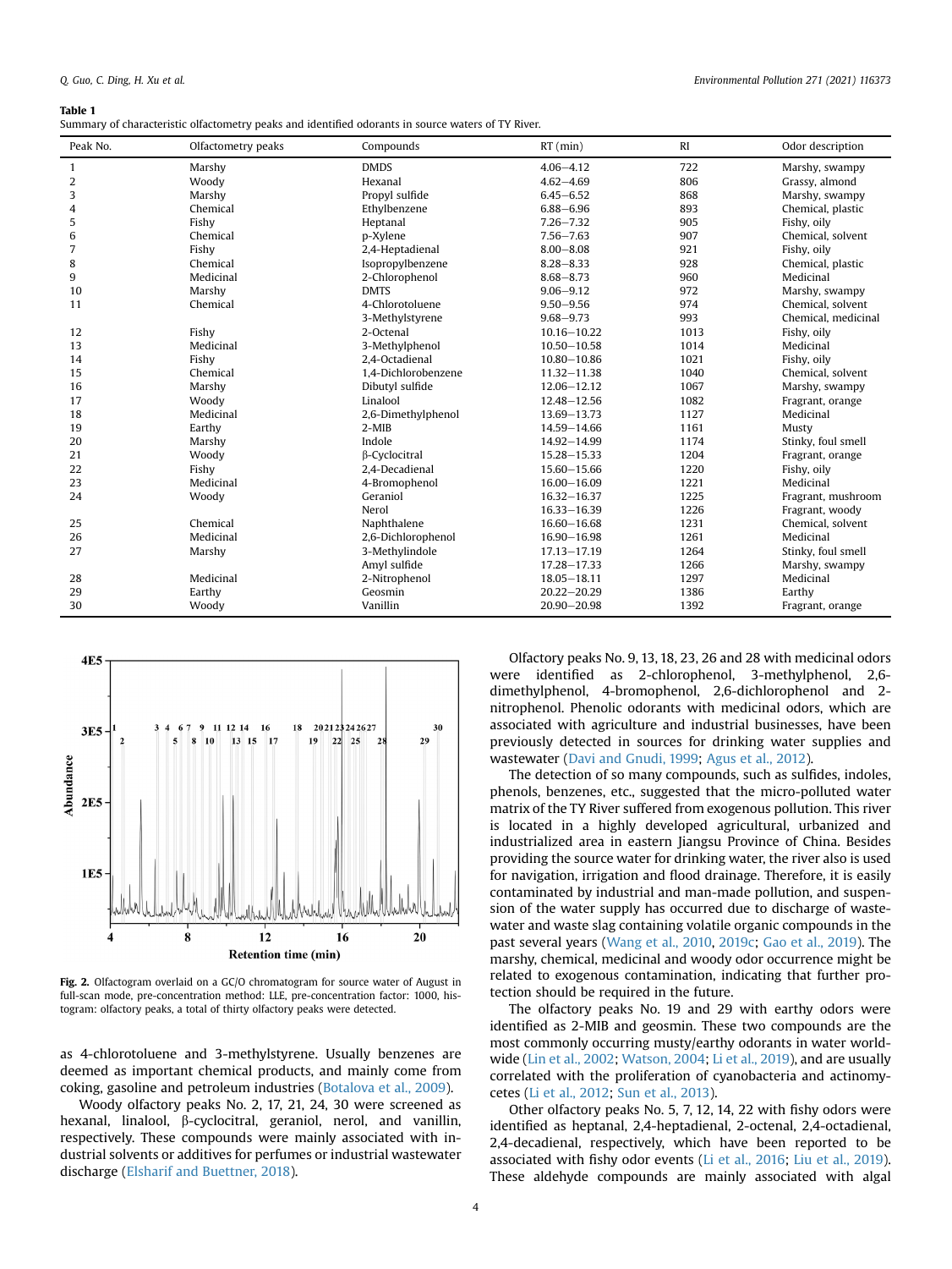**Table 1**
Summary of characteristic olfactometry peaks and identified odorants in source waters of TY River.

| Peak No. | Olfactometry peaks | Compounds | RT (min) | RI | Odor description |
|---|---|---|---|---|---|
| 1 | Marshy | DMDS | 4.06–4.12 | 722 | Marshy, swampy |
| 2 | Woody | Hexanal | 4.62–4.69 | 806 | Grassy, almond |
| 3 | Marshy | Propyl sulfide | 6.45–6.52 | 868 | Marshy, swampy |
| 4 | Chemical | Ethylbenzene | 6.88–6.96 | 893 | Chemical, plastic |
| 5 | Fishy | Heptanal | 7.26–7.32 | 905 | Fishy, oily |
| 6 | Chemical | p-Xylene | 7.56–7.63 | 907 | Chemical, solvent |
| 7 | Fishy | 2,4-Heptadienal | 8.00–8.08 | 921 | Fishy, oily |
| 8 | Chemical | Isopropylbenzene | 8.28–8.33 | 928 | Chemical, plastic |
| 9 | Medicinal | 2-Chlorophenol | 8.68–8.73 | 960 | Medicinal |
| 10 | Marshy | DMTS | 9.06–9.12 | 972 | Marshy, swampy |
| 11 | Chemical | 4-Chlorotoluene | 9.50–9.56 | 974 | Chemical, solvent |
| | | 3-Methylstyrene | 9.68–9.73 | 993 | Chemical, medicinal |
| 12 | Fishy | 2-Octenal | 10.16–10.22 | 1013 | Fishy, oily |
| 13 | Medicinal | 3-Methylphenol | 10.50–10.58 | 1014 | Medicinal |
| 14 | Fishy | 2,4-Octadienal | 10.80–10.86 | 1021 | Fishy, oily |
| 15 | Chemical | 1,4-Dichlorobenzene | 11.32–11.38 | 1040 | Chemical, solvent |
| 16 | Marshy | Dibutyl sulfide | 12.06–12.12 | 1067 | Marshy, swampy |
| 17 | Woody | Linalool | 12.48–12.56 | 1082 | Fragrant, orange |
| 18 | Medicinal | 2,6-Dimethylphenol | 13.69–13.73 | 1127 | Medicinal |
| 19 | Earthy | 2-MIB | 14.59–14.66 | 1161 | Musty |
| 20 | Marshy | Indole | 14.92–14.99 | 1174 | Stinky, foul smell |
| 21 | Woody | β-Cyclocitral | 15.28–15.33 | 1204 | Fragrant, orange |
| 22 | Fishy | 2,4-Decadienal | 15.60–15.66 | 1220 | Fishy, oily |
| 23 | Medicinal | 4-Bromophenol | 16.00–16.09 | 1221 | Medicinal |
| 24 | Woody | Geraniol | 16.32–16.37 | 1225 | Fragrant, mushroom |
| | | Nerol | 16.33–16.39 | 1226 | Fragrant, woody |
| 25 | Chemical | Naphthalene | 16.60–16.68 | 1231 | Chemical, solvent |
| 26 | Medicinal | 2,6-Dichlorophenol | 16.90–16.98 | 1261 | Medicinal |
| 27 | Marshy | 3-Methylindole | 17.13–17.19 | 1264 | Stinky, foul smell |
| | | Amyl sulfide | 17.28–17.33 | 1266 | Marshy, swampy |
| 28 | Medicinal | 2-Nitrophenol | 18.05–18.11 | 1297 | Medicinal |
| 29 | Earthy | Geosmin | 20.22–20.29 | 1386 | Earthy |
| 30 | Woody | Vanillin | 20.90–20.98 | 1392 | Fragrant, orange |

**Fig. 2.** Olfactogram overlaid on a GC/O chromatogram for source water of August in full-scan mode, pre-concentration method: LLE, pre-concentration factor: 1000, histogram: olfactory peaks, a total of thirty olfactory peaks were detected.

as 4-chlorotoluene and 3-methylstyrene. Usually benzenes are deemed as important chemical products, and mainly come from coking, gasoline and petroleum industries (Botalova et al., 2009).

Woody olfactory peaks No. 2, 17, 21, 24, 30 were screened as hexanal, linalool, β-cyclocitral, geraniol, nerol, and vanillin, respectively. These compounds were mainly associated with industrial solvents or additives for perfumes or industrial wastewater discharge (Elsharif and Buettner, 2018).

Olfactory peaks No. 9, 13, 18, 23, 26 and 28 with medicinal odors were identified as 2-chlorophenol, 3-methylphenol, 2,6-dimethylphenol, 4-bromophenol, 2,6-dichlorophenol and 2-nitrophenol. Phenolic odorants with medicinal odors, which are associated with agriculture and industrial businesses, have been previously detected in sources for drinking water supplies and wastewater (Davi and Gnudi, 1999; Agus et al., 2012).

The detection of so many compounds, such as sulfides, indoles, phenols, benzenes, etc., suggested that the micro-polluted water matrix of the TY River suffered from exogenous pollution. This river is located in a highly developed agricultural, urbanized and industrialized area in eastern Jiangsu Province of China. Besides providing the source water for drinking water, the river also is used for navigation, irrigation and flood drainage. Therefore, it is easily contaminated by industrial and man-made pollution, and suspension of the water supply has occurred due to discharge of wastewater and waste slag containing volatile organic compounds in the past several years (Wang et al., 2010, 2019c; Gao et al., 2019). The marshy, chemical, medicinal and woody odor occurrence might be related to exogenous contamination, indicating that further protection should be required in the future.

The olfactory peaks No. 19 and 29 with earthy odors were identified as 2-MIB and geosmin. These two compounds are the most commonly occurring musty/earthy odorants in water worldwide (Lin et al., 2002; Watson, 2004; Li et al., 2019), and are usually correlated with the proliferation of cyanobacteria and actinomycetes (Li et al., 2012; Sun et al., 2013).

Other olfactory peaks No. 5, 7, 12, 14, 22 with fishy odors were identified as heptanal, 2,4-heptadienal, 2-octenal, 2,4-octadienal, 2,4-decadienal, respectively, which have been reported to be associated with fishy odor events (Li et al., 2016; Liu et al., 2019). These aldehyde compounds are mainly associated with algal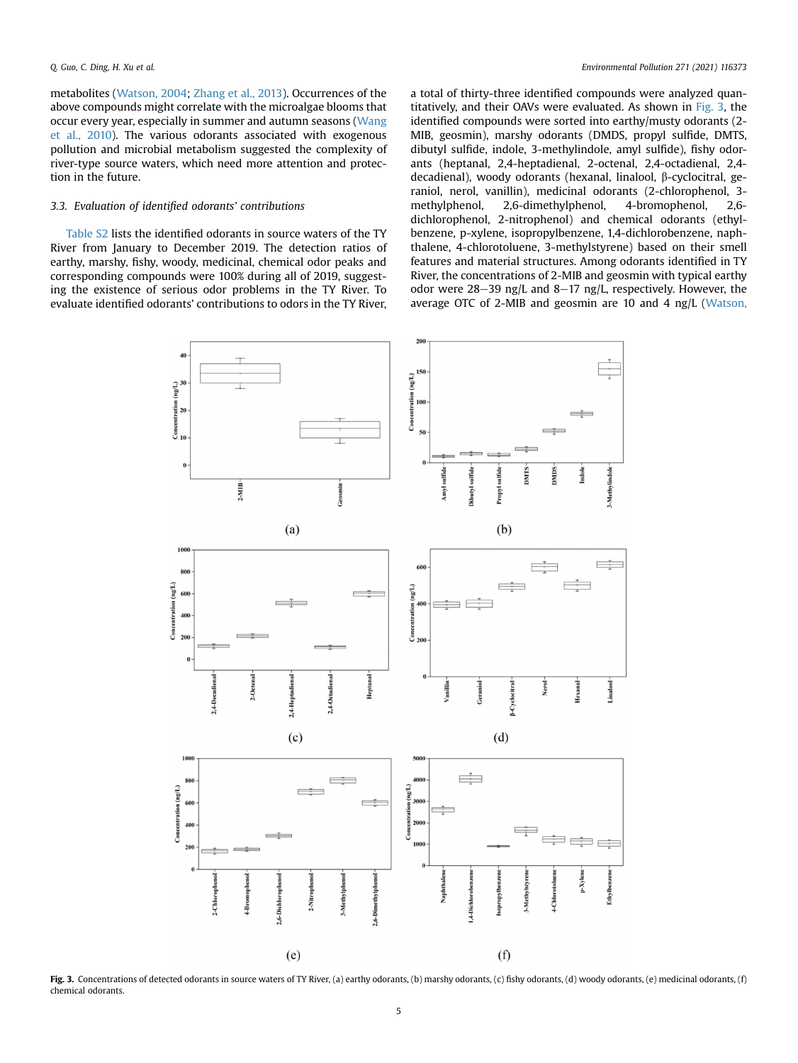metabolites (Watson, 2004; Zhang et al., 2013). Occurrences of the above compounds might correlate with the microalgae blooms that occur every year, especially in summer and autumn seasons (Wang et al., 2010). The various odorants associated with exogenous pollution and microbial metabolism suggested the complexity of river-type source waters, which need more attention and protection in the future.

### 3.3. Evaluation of identified odorants' contributions

Table S2 lists the identified odorants in source waters of the TY River from January to December 2019. The detection ratios of earthy, marshy, fishy, woody, medicinal, chemical odor peaks and corresponding compounds were 100% during all of 2019, suggesting the existence of serious odor problems in the TY River. To evaluate identified odorants' contributions to odors in the TY River, a total of thirty-three identified compounds were analyzed quantitatively, and their OAVs were evaluated. As shown in Fig. 3, the identified compounds were sorted into earthy/musty odorants (2-MIB, geosmin), marshy odorants (DMDS, propyl sulfide, DMTS, dibutyl sulfide, indole, 3-methylindole, amyl sulfide), fishy odorants (heptanal, 2,4-heptadienal, 2-octenal, 2,4-octadienal, 2,4-decadienal), woody odorants (hexanal, linalool, β-cyclocitral, geraniol, nerol, vanillin), medicinal odorants (2-chlorophenol, 3-methylphenol, 2,6-dimethylphenol, 4-bromophenol, 2,6-dichlorophenol, 2-nitrophenol) and chemical odorants (ethylbenzene, p-xylene, isopropylbenzene, 1,4-dichlorobenzene, naphthalene, 4-chlorotoluene, 3-methylstyrene) based on their smell features and material structures. Among odorants identified in TY River, the concentrations of 2-MIB and geosmin with typical earthy odor were 28−39 ng/L and 8−17 ng/L, respectively. However, the average OTC of 2-MIB and geosmin are 10 and 4 ng/L (Watson,

**Fig. 3.** Concentrations of detected odorants in source waters of TY River, (a) earthy odorants, (b) marshy odorants, (c) fishy odorants, (d) woody odorants, (e) medicinal odorants, (f) chemical odorants.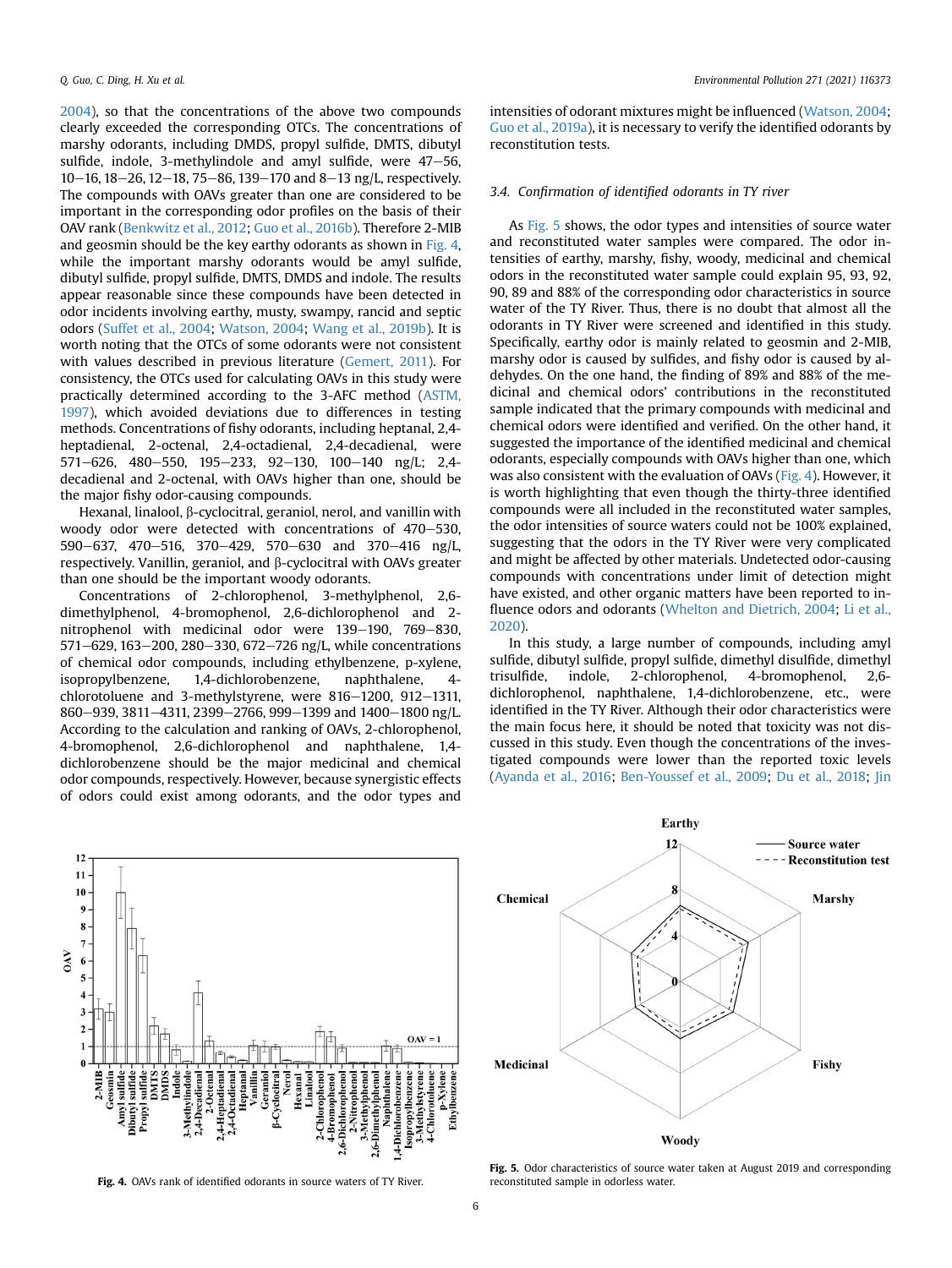2004), so that the concentrations of the above two compounds clearly exceeded the corresponding OTCs. The concentrations of marshy odorants, including DMDS, propyl sulfide, DMTS, dibutyl sulfide, indole, 3-methylindole and amyl sulfide, were 47−56, 10−16, 18−26, 12−18, 75−86, 139−170 and 8−13 ng/L, respectively. The compounds with OAVs greater than one are considered to be important in the corresponding odor profiles on the basis of their OAV rank (Benkwitz et al., 2012; Guo et al., 2016b). Therefore 2-MIB and geosmin should be the key earthy odorants as shown in Fig. 4, while the important marshy odorants would be amyl sulfide, dibutyl sulfide, propyl sulfide, DMTS, DMDS and indole. The results appear reasonable since these compounds have been detected in odor incidents involving earthy, musty, swampy, rancid and septic odors (Suffet et al., 2004; Watson, 2004; Wang et al., 2019b). It is worth noting that the OTCs of some odorants were not consistent with values described in previous literature (Gemert, 2011). For consistency, the OTCs used for calculating OAVs in this study were practically determined according to the 3-AFC method (ASTM, 1997), which avoided deviations due to differences in testing methods. Concentrations of fishy odorants, including heptanal, 2,4-heptadienal, 2-octenal, 2,4-octadienal, 2,4-decadienal, were 571−626, 480−550, 195−233, 92−130, 100−140 ng/L; 2,4-decadienal and 2-octenal, with OAVs higher than one, should be the major fishy odor-causing compounds.

Hexanal, linalool, β-cyclocitral, geraniol, nerol, and vanillin with woody odor were detected with concentrations of 470−530, 590−637, 470−516, 370−429, 570−630 and 370−416 ng/L, respectively. Vanillin, geraniol, and β-cyclocitral with OAVs greater than one should be the important woody odorants.

Concentrations of 2-chlorophenol, 3-methylphenol, 2,6-dimethylphenol, 4-bromophenol, 2,6-dichlorophenol and 2-nitrophenol with medicinal odor were 139−190, 769−830, 571−629, 163−200, 280−330, 672−726 ng/L, while concentrations of chemical odor compounds, including ethylbenzene, p-xylene, isopropylbenzene, 1,4-dichlorobenzene, naphthalene, 4-chlorotoluene and 3-methylstyrene, were 816−1200, 912−1311, 860−939, 3811−4311, 2399−2766, 999−1399 and 1400−1800 ng/L. According to the calculation and ranking of OAVs, 2-chlorophenol, 4-bromophenol, 2,6-dichlorophenol and naphthalene, 1,4-dichlorobenzene should be the major medicinal and chemical odor compounds, respectively. However, because synergistic effects of odors could exist among odorants, and the odor types and intensities of odorant mixtures might be influenced (Watson, 2004; Guo et al., 2019a), it is necessary to verify the identified odorants by reconstitution tests.

### 3.4. Confirmation of identified odorants in TY river

As Fig. 5 shows, the odor types and intensities of source water and reconstituted water samples were compared. The odor intensities of earthy, marshy, fishy, woody, medicinal and chemical odors in the reconstituted water sample could explain 95, 93, 92, 90, 89 and 88% of the corresponding odor characteristics in source water of the TY River. Thus, there is no doubt that almost all the odorants in TY River were screened and identified in this study. Specifically, earthy odor is mainly related to geosmin and 2-MIB, marshy odor is caused by sulfides, and fishy odor is caused by aldehydes. On the one hand, the finding of 89% and 88% of the medicinal and chemical odors' contributions in the reconstituted sample indicated that the primary compounds with medicinal and chemical odors were identified and verified. On the other hand, it suggested the importance of the identified medicinal and chemical odorants, especially compounds with OAVs higher than one, which was also consistent with the evaluation of OAVs (Fig. 4). However, it is worth highlighting that even though the thirty-three identified compounds were all included in the reconstituted water samples, the odor intensities of source waters could not be 100% explained, suggesting that the odors in the TY River were very complicated and might be affected by other materials. Undetected odor-causing compounds with concentrations under limit of detection might have existed, and other organic matters have been reported to influence odors and odorants (Whelton and Dietrich, 2004; Li et al., 2020).

In this study, a large number of compounds, including amyl sulfide, dibutyl sulfide, propyl sulfide, dimethyl disulfide, dimethyl trisulfide, indole, 2-chlorophenol, 4-bromophenol, 2,6-dichlorophenol, naphthalene, 1,4-dichlorobenzene, etc., were identified in the TY River. Although their odor characteristics were the main focus here, it should be noted that toxicity was not discussed in this study. Even though the concentrations of the investigated compounds were lower than the reported toxic levels (Ayanda et al., 2016; Ben-Youssef et al., 2009; Du et al., 2018; Jin

**Fig. 4.** OAVs rank of identified odorants in source waters of TY River.

**Fig. 5.** Odor characteristics of source water taken at August 2019 and corresponding reconstituted sample in odorless water.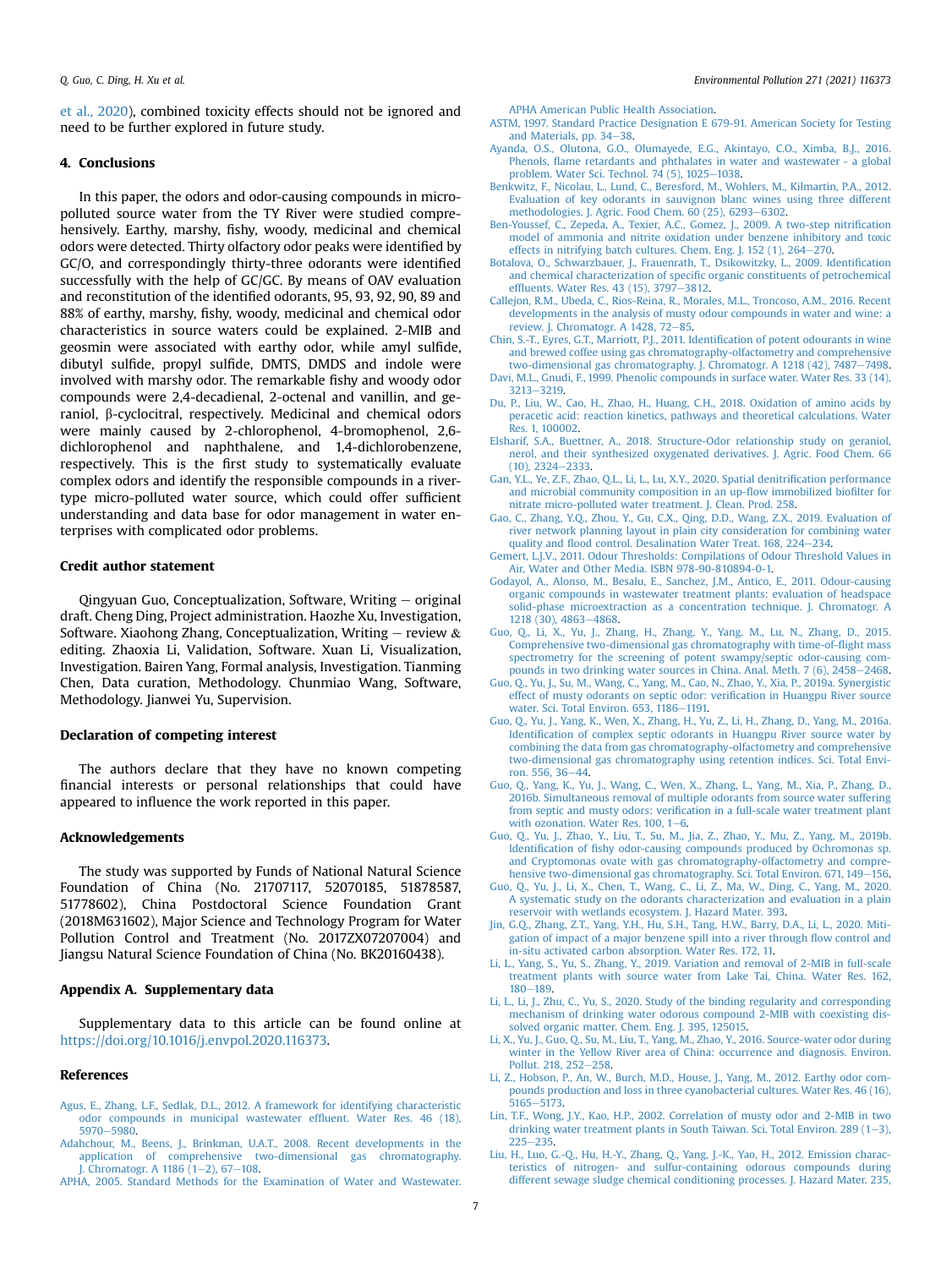et al., 2020), combined toxicity effects should not be ignored and need to be further explored in future study.

## 4. Conclusions

In this paper, the odors and odor-causing compounds in micro-polluted source water from the TY River were studied comprehensively. Earthy, marshy, fishy, woody, medicinal and chemical odors were detected. Thirty olfactory odor peaks were identified by GC/O, and correspondingly thirty-three odorants were identified successfully with the help of GC/GC. By means of OAV evaluation and reconstitution of the identified odorants, 95, 93, 92, 90, 89 and 88% of earthy, marshy, fishy, woody, medicinal and chemical odor characteristics in source waters could be explained. 2-MIB and geosmin were associated with earthy odor, while amyl sulfide, dibutyl sulfide, propyl sulfide, DMTS, DMDS and indole were involved with marshy odor. The remarkable fishy and woody odor compounds were 2,4-decadienal, 2-octenal and vanillin, and geraniol, β-cyclocitral, respectively. Medicinal and chemical odors were mainly caused by 2-chlorophenol, 4-bromophenol, 2,6-dichlorophenol and naphthalene, and 1,4-dichlorobenzene, respectively. This is the first study to systematically evaluate complex odors and identify the responsible compounds in a river-type micro-polluted water source, which could offer sufficient understanding and data base for odor management in water enterprises with complicated odor problems.

## Credit author statement

Qingyuan Guo, Conceptualization, Software, Writing – original draft. Cheng Ding, Project administration. Haozhe Xu, Investigation, Software. Xiaohong Zhang, Conceptualization, Writing – review & editing. Zhaoxia Li, Validation, Software. Xuan Li, Visualization, Investigation. Bairen Yang, Formal analysis, Investigation. Tianming Chen, Data curation, Methodology. Chunmiao Wang, Software, Methodology. Jianwei Yu, Supervision.

## Declaration of competing interest

The authors declare that they have no known competing financial interests or personal relationships that could have appeared to influence the work reported in this paper.

## Acknowledgements

The study was supported by Funds of National Natural Science Foundation of China (No. 21707117, 52070185, 51878587, 51778602), China Postdoctoral Science Foundation Grant (2018M631602), Major Science and Technology Program for Water Pollution Control and Treatment (No. 2017ZX07207004) and Jiangsu Natural Science Foundation of China (No. BK20160438).

## Appendix A. Supplementary data

Supplementary data to this article can be found online at https://doi.org/10.1016/j.envpol.2020.116373.

## References

Agus, E., Zhang, L.F., Sedlak, D.L., 2012. A framework for identifying characteristic odor compounds in municipal wastewater effluent. Water Res. 46 (18), 5970–5980.

Adahchour, M., Beens, J., Brinkman, U.A.T., 2008. Recent developments in the application of comprehensive two-dimensional gas chromatography. J. Chromatogr. A 1186 (1–2), 67–108.

APHA, 2005. Standard Methods for the Examination of Water and Wastewater. APHA American Public Health Association.

ASTM, 1997. Standard Practice Designation E 679-91. American Society for Testing and Materials, pp. 34–38.

Ayanda, O.S., Olutona, G.O., Olumayede, E.G., Akintayo, C.O., Ximba, B.J., 2016. Phenols, flame retardants and phthalates in water and wastewater - a global problem. Water Sci. Technol. 74 (5), 1025–1038.

Benkwitz, F., Nicolau, L., Lund, C., Beresford, M., Wohlers, M., Kilmartin, P.A., 2012. Evaluation of key odorants in sauvignon blanc wines using three different methodologies. J. Agric. Food Chem. 60 (25), 6293–6302.

Ben-Youssef, C., Zepeda, A., Texier, A.C., Gomez, J., 2009. A two-step nitrification model of ammonia and nitrite oxidation under benzene inhibitory and toxic effects in nitrifying batch cultures. Chem. Eng. J. 152 (1), 264–270.

Botalova, O., Schwarzbauer, J., Frauenrath, T., Dsikowitzky, L., 2009. Identification and chemical characterization of specific organic constituents of petrochemical effluents. Water Res. 43 (15), 3797–3812.

Callejon, R.M., Ubeda, C., Rios-Reina, R., Morales, M.L., Troncoso, A.M., 2016. Recent developments in the analysis of musty odour compounds in water and wine: a review. J. Chromatogr. A 1428, 72–85.

Chin, S.-T., Eyres, G.T., Marriott, P.J., 2011. Identification of potent odourants in wine and brewed coffee using gas chromatography-olfactometry and comprehensive two-dimensional gas chromatography. J. Chromatogr. A 1218 (42), 7487–7498.

Davi, M.L., Gnudi, F., 1999. Phenolic compounds in surface water. Water Res. 33 (14), 3213–3219.

Du, P., Liu, W., Cao, H., Zhao, H., Huang, C.H., 2018. Oxidation of amino acids by peracetic acid: reaction kinetics, pathways and theoretical calculations. Water Res. 1, 100002.

Elsharif, S.A., Buettner, A., 2018. Structure-Odor relationship study on geraniol, nerol, and their synthesized oxygenated derivatives. J. Agric. Food Chem. 66 (10), 2324–2333.

Gan, Y.L., Ye, Z.F., Zhao, Q.L., Li, L., Lu, X.Y., 2020. Spatial denitrification performance and microbial community composition in an up-flow immobilized biofilter for nitrate micro-polluted water treatment. J. Clean. Prod. 258.

Gao, C., Zhang, Y.Q., Zhou, Y., Gu, C.X., Qing, D.D., Wang, Z.X., 2019. Evaluation of river network planning layout in plain city consideration for combining water quality and flood control. Desalination Water Treat. 168, 224–234.

Gemert, L.J.V., 2011. Odour Thresholds: Compilations of Odour Threshold Values in Air, Water and Other Media. ISBN 978-90-810894-0-1.

Godayol, A., Alonso, M., Besalu, E., Sanchez, J.M., Antico, E., 2011. Odour-causing organic compounds in wastewater treatment plants: evaluation of headspace solid-phase microextraction as a concentration technique. J. Chromatogr. A 1218 (30), 4863–4868.

Guo, Q., Li, X., Yu, J., Zhang, H., Zhang, Y., Yang, M., Lu, N., Zhang, D., 2015. Comprehensive two-dimensional gas chromatography with time-of-flight mass spectrometry for the screening of potent swampy/septic odor-causing compounds in two drinking water sources in China. Anal. Meth. 7 (6), 2458–2468.

Guo, Q., Yu, J., Su, M., Wang, C., Yang, M., Cao, N., Zhao, Y., Xia, P., 2019a. Synergistic effect of musty odorants on septic odor: verification in Huangpu River source water. Sci. Total Environ. 653, 1186–1191.

Guo, Q., Yu, J., Yang, K., Wen, X., Zhang, H., Yu, Z., Li, H., Zhang, D., Yang, M., 2016a. Identification of complex septic odorants in Huangpu River source water by combining the data from gas chromatography-olfactometry and comprehensive two-dimensional gas chromatography using retention indices. Sci. Total Environ. 556, 36–44.

Guo, Q., Yang, K., Yu, J., Wang, C., Wen, X., Zhang, L., Yang, M., Xia, P., Zhang, D., 2016b. Simultaneous removal of multiple odorants from source water suffering from septic and musty odors: verification in a full-scale water treatment plant with ozonation. Water Res. 100, 1–6.

Guo, Q., Yu, J., Zhao, Y., Liu, T., Su, M., Jia, Z., Zhao, Y., Mu, Z., Yang, M., 2019b. Identification of fishy odor-causing compounds produced by Ochromonas sp. and Cryptomonas ovate with gas chromatography-olfactometry and comprehensive two-dimensional gas chromatography. Sci. Total Environ. 671, 149–156.

Guo, Q., Yu, J., Li, X., Chen, T., Wang, C., Li, Z., Ma, W., Ding, C., Yang, M., 2020. A systematic study on the odorants characterization and evaluation in a plain reservoir with wetlands ecosystem. J. Hazard Mater. 393.

Jin, G.Q., Zhang, Z.T., Yang, Y.H., Hu, S.H., Tang, H.W., Barry, D.A., Li, L., 2020. Mitigation of impact of a major benzene spill into a river through flow control and in-situ activated carbon absorption. Water Res. 172, 11.

Li, L., Yang, S., Yu, S., Zhang, Y., 2019. Variation and removal of 2-MIB in full-scale treatment plants with source water from Lake Tai, China. Water Res. 162, 180–189.

Li, L., Li, J., Zhu, C., Yu, S., 2020. Study of the binding regularity and corresponding mechanism of drinking water odorous compound 2-MIB with coexisting dissolved organic matter. Chem. Eng. J. 395, 125015.

Li, X., Yu, J., Guo, Q., Su, M., Liu, T., Yang, M., Zhao, Y., 2016. Source-water odor during winter in the Yellow River area of China: occurrence and diagnosis. Environ. Pollut. 218, 252–258.

Li, Z., Hobson, P., An, W., Burch, M.D., House, J., Yang, M., 2012. Earthy odor compounds production and loss in three cyanobacterial cultures. Water Res. 46 (16), 5165–5173.

Lin, T.F., Wong, J.Y., Kao, H.P., 2002. Correlation of musty odor and 2-MIB in two drinking water treatment plants in South Taiwan. Sci. Total Environ. 289 (1–3), 225–235.

Liu, H., Luo, G.-Q., Hu, H.-Y., Zhang, Q., Yang, J.-K., Yao, H., 2012. Emission characteristics of nitrogen- and sulfur-containing odorous compounds during different sewage sludge chemical conditioning processes. J. Hazard Mater. 235,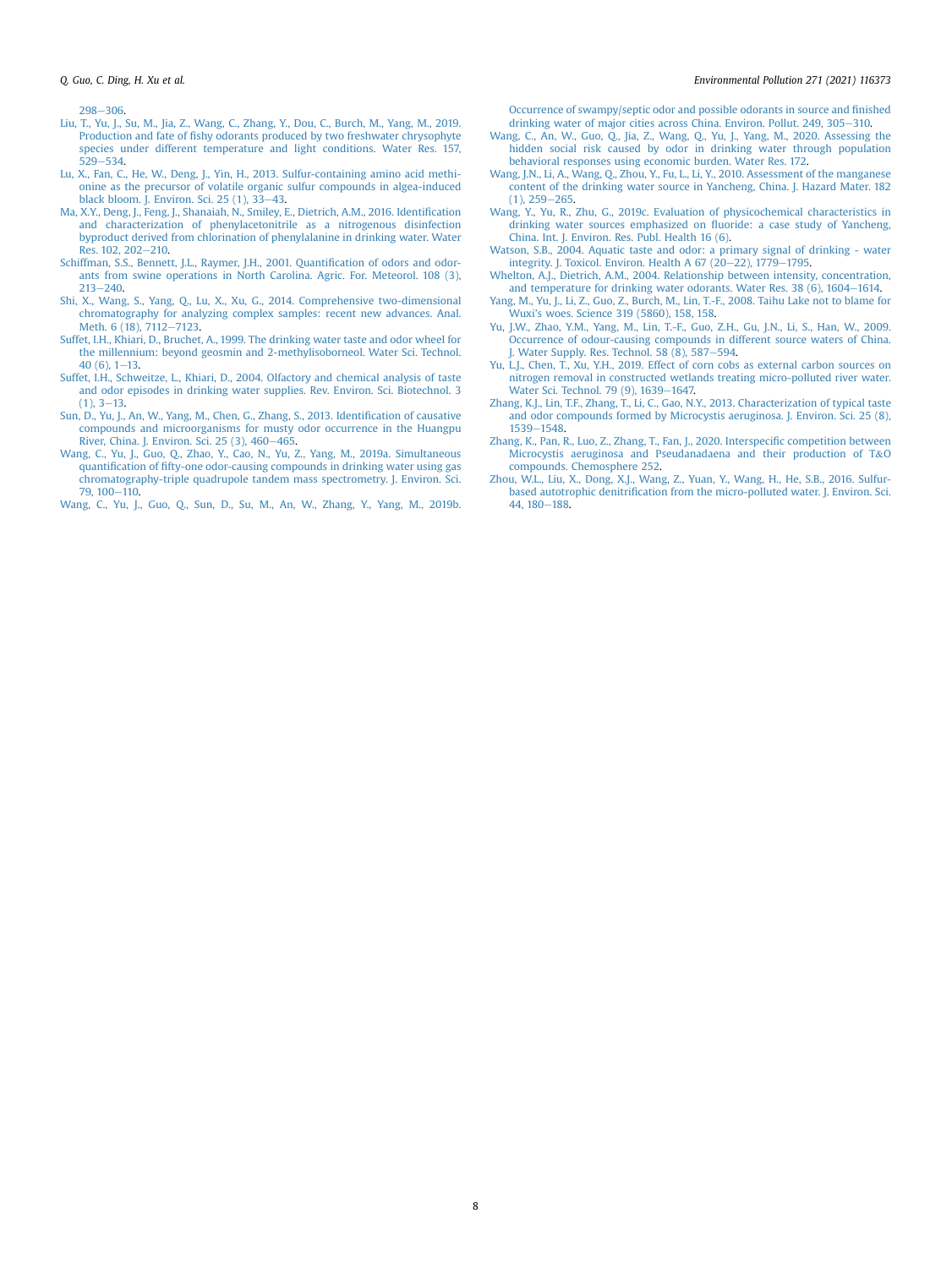298–306.

Liu, T., Yu, J., Su, M., Jia, Z., Wang, C., Zhang, Y., Dou, C., Burch, M., Yang, M., 2019. Production and fate of fishy odorants produced by two freshwater chrysophyte species under different temperature and light conditions. Water Res. 157, 529–534.

Lu, X., Fan, C., He, W., Deng, J., Yin, H., 2013. Sulfur-containing amino acid methionine as the precursor of volatile organic sulfur compounds in algea-induced black bloom. J. Environ. Sci. 25 (1), 33–43.

Ma, X.Y., Deng, J., Feng, J., Shanaiah, N., Smiley, E., Dietrich, A.M., 2016. Identification and characterization of phenylacetonitrile as a nitrogenous disinfection byproduct derived from chlorination of phenylalanine in drinking water. Water Res. 102, 202–210.

Schiffman, S.S., Bennett, J.L., Raymer, J.H., 2001. Quantification of odors and odorants from swine operations in North Carolina. Agric. For. Meteorol. 108 (3), 213–240.

Shi, X., Wang, S., Yang, Q., Lu, X., Xu, G., 2014. Comprehensive two-dimensional chromatography for analyzing complex samples: recent new advances. Anal. Meth. 6 (18), 7112–7123.

Suffet, I.H., Khiari, D., Bruchet, A., 1999. The drinking water taste and odor wheel for the millennium: beyond geosmin and 2-methylisoborneol. Water Sci. Technol. 40 (6), 1–13.

Suffet, I.H., Schweitze, L., Khiari, D., 2004. Olfactory and chemical analysis of taste and odor episodes in drinking water supplies. Rev. Environ. Sci. Biotechnol. 3 (1), 3–13.

Sun, D., Yu, J., An, W., Yang, M., Chen, G., Zhang, S., 2013. Identification of causative compounds and microorganisms for musty odor occurrence in the Huangpu River, China. J. Environ. Sci. 25 (3), 460–465.

Wang, C., Yu, J., Guo, Q., Zhao, Y., Cao, N., Yu, Z., Yang, M., 2019a. Simultaneous quantification of fifty-one odor-causing compounds in drinking water using gas chromatography-triple quadrupole tandem mass spectrometry. J. Environ. Sci. 79, 100–110.

Wang, C., Yu, J., Guo, Q., Sun, D., Su, M., An, W., Zhang, Y., Yang, M., 2019b. Occurrence of swampy/septic odor and possible odorants in source and finished drinking water of major cities across China. Environ. Pollut. 249, 305–310.

Wang, C., An, W., Guo, Q., Jia, Z., Wang, Q., Yu, J., Yang, M., 2020. Assessing the hidden social risk caused by odor in drinking water through population behavioral responses using economic burden. Water Res. 172.

Wang, J.N., Li, A., Wang, Q., Zhou, Y., Fu, L., Li, Y., 2010. Assessment of the manganese content of the drinking water source in Yancheng, China. J. Hazard Mater. 182 (1), 259–265.

Wang, Y., Yu, R., Zhu, G., 2019c. Evaluation of physicochemical characteristics in drinking water sources emphasized on fluoride: a case study of Yancheng, China. Int. J. Environ. Res. Publ. Health 16 (6).

Watson, S.B., 2004. Aquatic taste and odor: a primary signal of drinking - water integrity. J. Toxicol. Environ. Health A 67 (20–22), 1779–1795.

Whelton, A.J., Dietrich, A.M., 2004. Relationship between intensity, concentration, and temperature for drinking water odorants. Water Res. 38 (6), 1604–1614.

Yang, M., Yu, J., Li, Z., Guo, Z., Burch, M., Lin, T.-F., 2008. Taihu Lake not to blame for Wuxi's woes. Science 319 (5860), 158, 158.

Yu, J.W., Zhao, Y.M., Yang, M., Lin, T.-F., Guo, Z.H., Gu, J.N., Li, S., Han, W., 2009. Occurrence of odour-causing compounds in different source waters of China. J. Water Supply. Res. Technol. 58 (8), 587–594.

Yu, L.J., Chen, T., Xu, Y.H., 2019. Effect of corn cobs as external carbon sources on nitrogen removal in constructed wetlands treating micro-polluted river water. Water Sci. Technol. 79 (9), 1639–1647.

Zhang, K.J., Lin, T.F., Zhang, T., Li, C., Gao, N.Y., 2013. Characterization of typical taste and odor compounds formed by Microcystis aeruginosa. J. Environ. Sci. 25 (8), 1539–1548.

Zhang, K., Pan, R., Luo, Z., Zhang, T., Fan, J., 2020. Interspecific competition between Microcystis aeruginosa and Pseudanadaena and their production of T&O compounds. Chemosphere 252.

Zhou, W.L., Liu, X., Dong, X.J., Wang, Z., Yuan, Y., Wang, H., He, S.B., 2016. Sulfur-based autotrophic denitrification from the micro-polluted water. J. Environ. Sci. 44, 180–188.